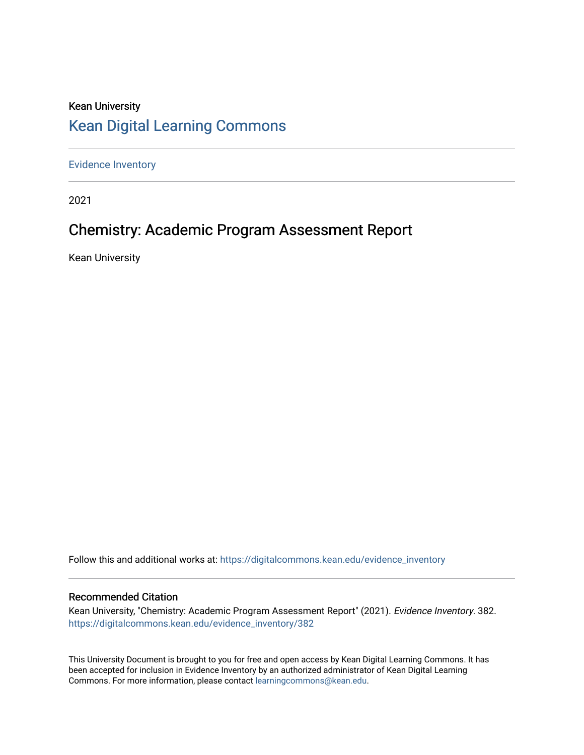Kean University

# Kean Digital Learning Commons

Evidence Inventory

2021

## Chemistry: Academic Program Assessment Report

Kean University

Follow this and additional works at: https://digitalcommons.kean.edu/evidence_inventory

### Recommended Citation

Kean University, "Chemistry: Academic Program Assessment Report" (2021). *Evidence Inventory*. 382.
https://digitalcommons.kean.edu/evidence_inventory/382

This University Document is brought to you for free and open access by Kean Digital Learning Commons. It has been accepted for inclusion in Evidence Inventory by an authorized administrator of Kean Digital Learning Commons. For more information, please contact learningcommons@kean.edu.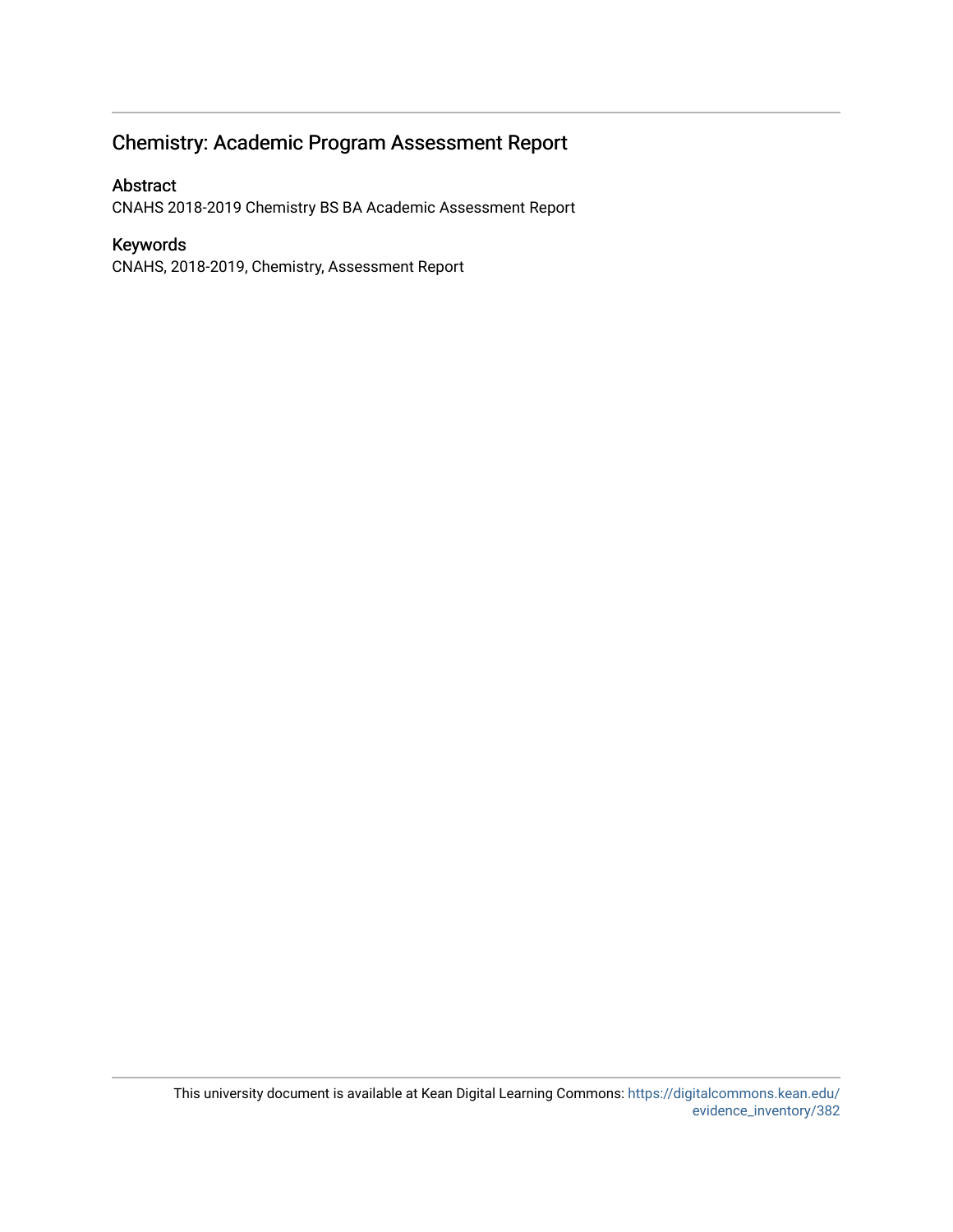## Chemistry: Academic Program Assessment Report

### Abstract

CNAHS 2018-2019 Chemistry BS BA Academic Assessment Report

### Keywords

CNAHS, 2018-2019, Chemistry, Assessment Report

This university document is available at Kean Digital Learning Commons: https://digitalcommons.kean.edu/evidence_inventory/382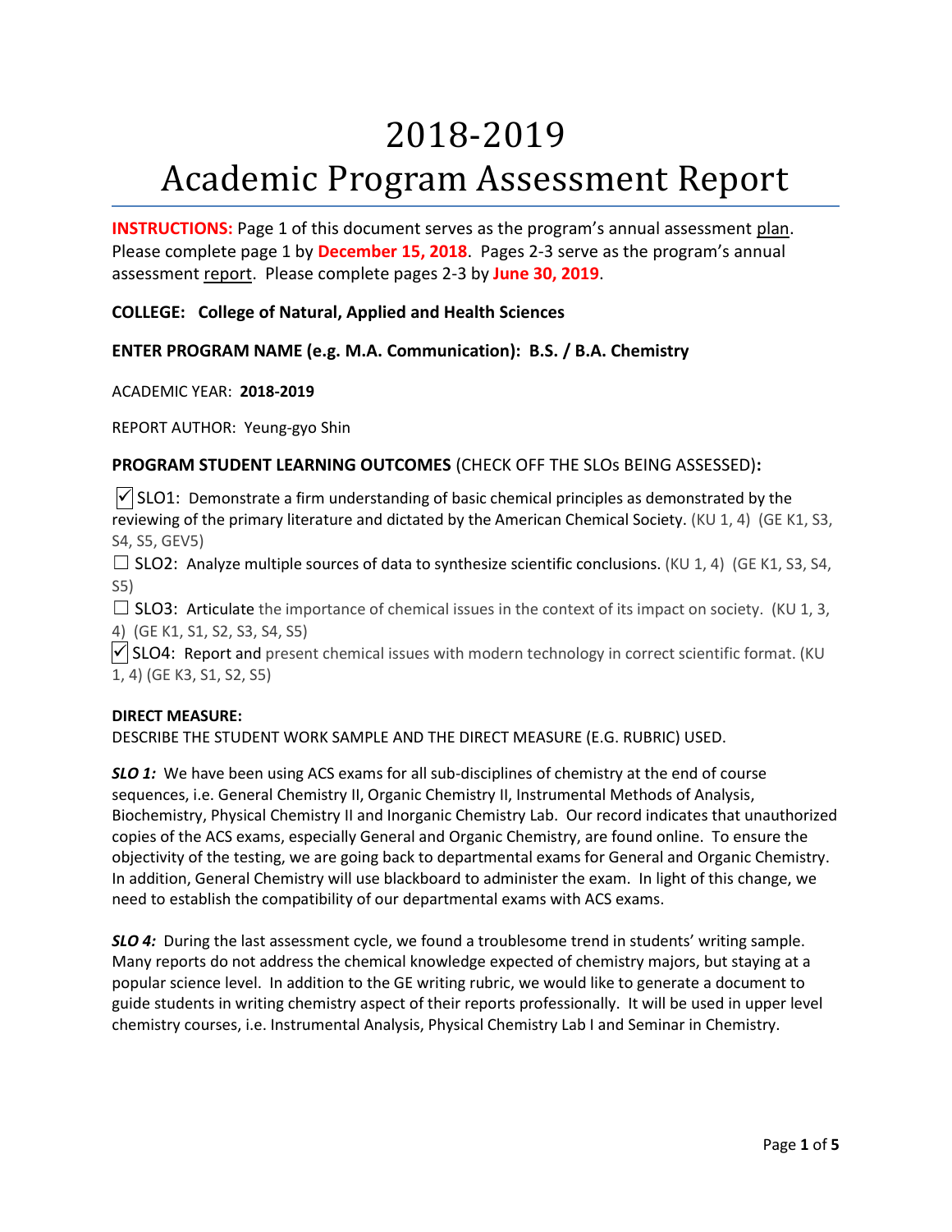# 2018-2019
# Academic Program Assessment Report

**INSTRUCTIONS:** Page 1 of this document serves as the program's annual assessment plan. Please complete page 1 by **December 15, 2018**. Pages 2-3 serve as the program's annual assessment report. Please complete pages 2-3 by **June 30, 2019**.

**COLLEGE: College of Natural, Applied and Health Sciences**

**ENTER PROGRAM NAME (e.g. M.A. Communication): B.S. / B.A. Chemistry**

ACADEMIC YEAR: **2018-2019**

REPORT AUTHOR: Yeung-gyo Shin

### PROGRAM STUDENT LEARNING OUTCOMES (CHECK OFF THE SLOs BEING ASSESSED):

☑ SLO1: Demonstrate a firm understanding of basic chemical principles as demonstrated by the reviewing of the primary literature and dictated by the American Chemical Society. (KU 1, 4) (GE K1, S3, S4, S5, GEV5)

☐ SLO2: Analyze multiple sources of data to synthesize scientific conclusions. (KU 1, 4) (GE K1, S3, S4, S5)

☐ SLO3: Articulate the importance of chemical issues in the context of its impact on society. (KU 1, 3, 4) (GE K1, S1, S2, S3, S4, S5)

☑ SLO4: Report and present chemical issues with modern technology in correct scientific format. (KU 1, 4) (GE K3, S1, S2, S5)

**DIRECT MEASURE:**

DESCRIBE THE STUDENT WORK SAMPLE AND THE DIRECT MEASURE (E.G. RUBRIC) USED.

***SLO 1:*** We have been using ACS exams for all sub-disciplines of chemistry at the end of course sequences, i.e. General Chemistry II, Organic Chemistry II, Instrumental Methods of Analysis, Biochemistry, Physical Chemistry II and Inorganic Chemistry Lab. Our record indicates that unauthorized copies of the ACS exams, especially General and Organic Chemistry, are found online. To ensure the objectivity of the testing, we are going back to departmental exams for General and Organic Chemistry. In addition, General Chemistry will use blackboard to administer the exam. In light of this change, we need to establish the compatibility of our departmental exams with ACS exams.

***SLO 4:*** During the last assessment cycle, we found a troublesome trend in students' writing sample. Many reports do not address the chemical knowledge expected of chemistry majors, but staying at a popular science level. In addition to the GE writing rubric, we would like to generate a document to guide students in writing chemistry aspect of their reports professionally. It will be used in upper level chemistry courses, i.e. Instrumental Analysis, Physical Chemistry Lab I and Seminar in Chemistry.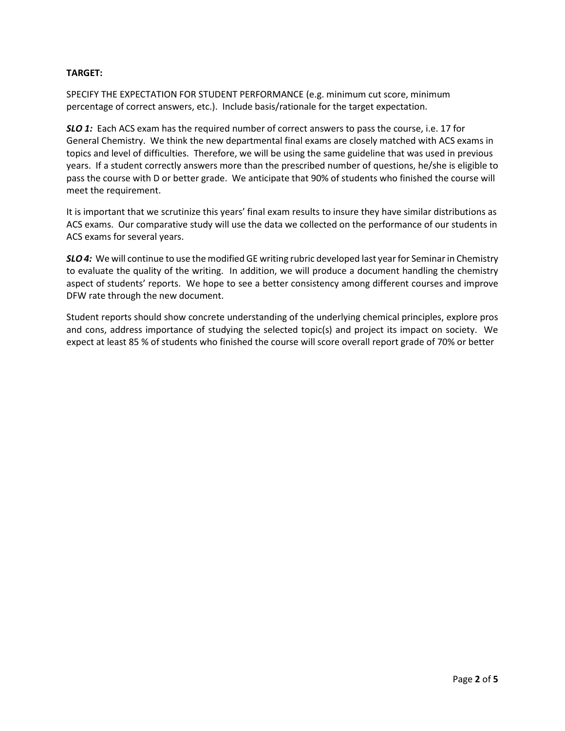**TARGET:**

SPECIFY THE EXPECTATION FOR STUDENT PERFORMANCE (e.g. minimum cut score, minimum percentage of correct answers, etc.). Include basis/rationale for the target expectation.

***SLO 1:*** Each ACS exam has the required number of correct answers to pass the course, i.e. 17 for General Chemistry. We think the new departmental final exams are closely matched with ACS exams in topics and level of difficulties. Therefore, we will be using the same guideline that was used in previous years. If a student correctly answers more than the prescribed number of questions, he/she is eligible to pass the course with D or better grade. We anticipate that 90% of students who finished the course will meet the requirement.

It is important that we scrutinize this years' final exam results to insure they have similar distributions as ACS exams. Our comparative study will use the data we collected on the performance of our students in ACS exams for several years.

***SLO 4:*** We will continue to use the modified GE writing rubric developed last year for Seminar in Chemistry to evaluate the quality of the writing. In addition, we will produce a document handling the chemistry aspect of students' reports. We hope to see a better consistency among different courses and improve DFW rate through the new document.

Student reports should show concrete understanding of the underlying chemical principles, explore pros and cons, address importance of studying the selected topic(s) and project its impact on society. We expect at least 85 % of students who finished the course will score overall report grade of 70% or better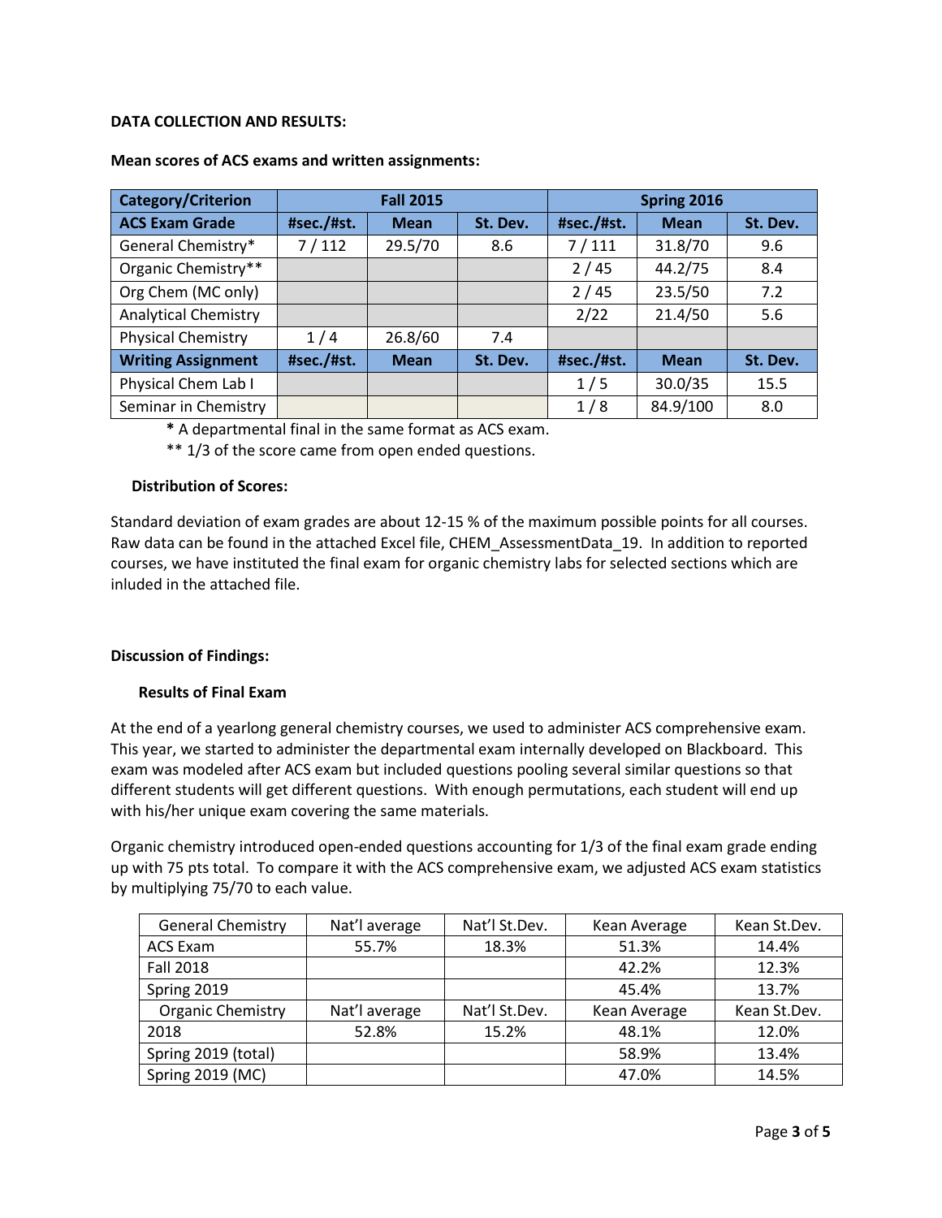**DATA COLLECTION AND RESULTS:**

**Mean scores of ACS exams and written assignments:**

| Category/Criterion | Fall 2015 | | | Spring 2016 | | |
|---|---|---|---|---|---|---|
| **ACS Exam Grade** | **#sec./#st.** | **Mean** | **St. Dev.** | **#sec./#st.** | **Mean** | **St. Dev.** |
| General Chemistry* | 7 / 112 | 29.5/70 | 8.6 | 7 / 111 | 31.8/70 | 9.6 |
| Organic Chemistry** | | | | 2 / 45 | 44.2/75 | 8.4 |
| Org Chem (MC only) | | | | 2 / 45 | 23.5/50 | 7.2 |
| Analytical Chemistry | | | | 2/22 | 21.4/50 | 5.6 |
| Physical Chemistry | 1 / 4 | 26.8/60 | 7.4 | | | |
| **Writing Assignment** | **#sec./#st.** | **Mean** | **St. Dev.** | **#sec./#st.** | **Mean** | **St. Dev.** |
| Physical Chem Lab I | | | | 1 / 5 | 30.0/35 | 15.5 |
| Seminar in Chemistry | | | | 1 / 8 | 84.9/100 | 8.0 |

**\*** A departmental final in the same format as ACS exam.

** 1/3 of the score came from open ended questions.

**Distribution of Scores:**

Standard deviation of exam grades are about 12-15 % of the maximum possible points for all courses. Raw data can be found in the attached Excel file, CHEM_AssessmentData_19. In addition to reported courses, we have instituted the final exam for organic chemistry labs for selected sections which are inluded in the attached file.

**Discussion of Findings:**

**Results of Final Exam**

At the end of a yearlong general chemistry courses, we used to administer ACS comprehensive exam. This year, we started to administer the departmental exam internally developed on Blackboard. This exam was modeled after ACS exam but included questions pooling several similar questions so that different students will get different questions. With enough permutations, each student will end up with his/her unique exam covering the same materials.

Organic chemistry introduced open-ended questions accounting for 1/3 of the final exam grade ending up with 75 pts total. To compare it with the ACS comprehensive exam, we adjusted ACS exam statistics by multiplying 75/70 to each value.

| General Chemistry | Nat'l average | Nat'l St.Dev. | Kean Average | Kean St.Dev. |
|---|---|---|---|---|
| ACS Exam | 55.7% | 18.3% | 51.3% | 14.4% |
| Fall 2018 | | | 42.2% | 12.3% |
| Spring 2019 | | | 45.4% | 13.7% |
| Organic Chemistry | Nat'l average | Nat'l St.Dev. | Kean Average | Kean St.Dev. |
| 2018 | 52.8% | 15.2% | 48.1% | 12.0% |
| Spring 2019 (total) | | | 58.9% | 13.4% |
| Spring 2019 (MC) | | | 47.0% | 14.5% |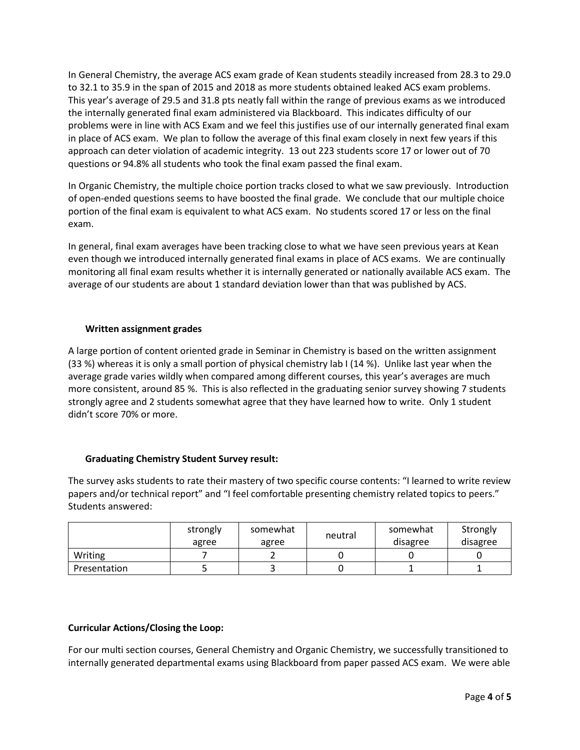In General Chemistry, the average ACS exam grade of Kean students steadily increased from 28.3 to 29.0 to 32.1 to 35.9 in the span of 2015 and 2018 as more students obtained leaked ACS exam problems. This year's average of 29.5 and 31.8 pts neatly fall within the range of previous exams as we introduced the internally generated final exam administered via Blackboard. This indicates difficulty of our problems were in line with ACS Exam and we feel this justifies use of our internally generated final exam in place of ACS exam. We plan to follow the average of this final exam closely in next few years if this approach can deter violation of academic integrity. 13 out 223 students score 17 or lower out of 70 questions or 94.8% all students who took the final exam passed the final exam.

In Organic Chemistry, the multiple choice portion tracks closed to what we saw previously. Introduction of open-ended questions seems to have boosted the final grade. We conclude that our multiple choice portion of the final exam is equivalent to what ACS exam. No students scored 17 or less on the final exam.

In general, final exam averages have been tracking close to what we have seen previous years at Kean even though we introduced internally generated final exams in place of ACS exams. We are continually monitoring all final exam results whether it is internally generated or nationally available ACS exam. The average of our students are about 1 standard deviation lower than that was published by ACS.

### Written assignment grades

A large portion of content oriented grade in Seminar in Chemistry is based on the written assignment (33 %) whereas it is only a small portion of physical chemistry lab I (14 %). Unlike last year when the average grade varies wildly when compared among different courses, this year's averages are much more consistent, around 85 %. This is also reflected in the graduating senior survey showing 7 students strongly agree and 2 students somewhat agree that they have learned how to write. Only 1 student didn't score 70% or more.

### Graduating Chemistry Student Survey result:

The survey asks students to rate their mastery of two specific course contents: "I learned to write review papers and/or technical report" and "I feel comfortable presenting chemistry related topics to peers." Students answered:

| | strongly agree | somewhat agree | neutral | somewhat disagree | Strongly disagree |
|---|---|---|---|---|---|
| Writing | 7 | 2 | 0 | 0 | 0 |
| Presentation | 5 | 3 | 0 | 1 | 1 |

## Curricular Actions/Closing the Loop:

For our multi section courses, General Chemistry and Organic Chemistry, we successfully transitioned to internally generated departmental exams using Blackboard from paper passed ACS exam. We were able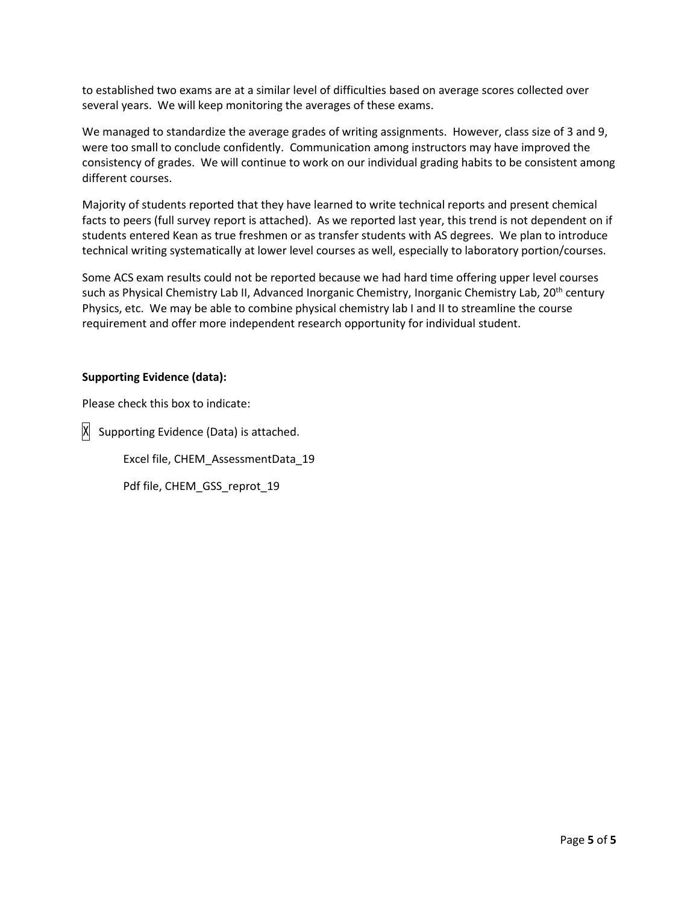to established two exams are at a similar level of difficulties based on average scores collected over several years. We will keep monitoring the averages of these exams.

We managed to standardize the average grades of writing assignments. However, class size of 3 and 9, were too small to conclude confidently. Communication among instructors may have improved the consistency of grades. We will continue to work on our individual grading habits to be consistent among different courses.

Majority of students reported that they have learned to write technical reports and present chemical facts to peers (full survey report is attached). As we reported last year, this trend is not dependent on if students entered Kean as true freshmen or as transfer students with AS degrees. We plan to introduce technical writing systematically at lower level courses as well, especially to laboratory portion/courses.

Some ACS exam results could not be reported because we had hard time offering upper level courses such as Physical Chemistry Lab II, Advanced Inorganic Chemistry, Inorganic Chemistry Lab, 20th century Physics, etc. We may be able to combine physical chemistry lab I and II to streamline the course requirement and offer more independent research opportunity for individual student.

**Supporting Evidence (data):**

Please check this box to indicate:

X Supporting Evidence (Data) is attached.

Excel file, CHEM_AssessmentData_19

Pdf file, CHEM_GSS_reprot_19